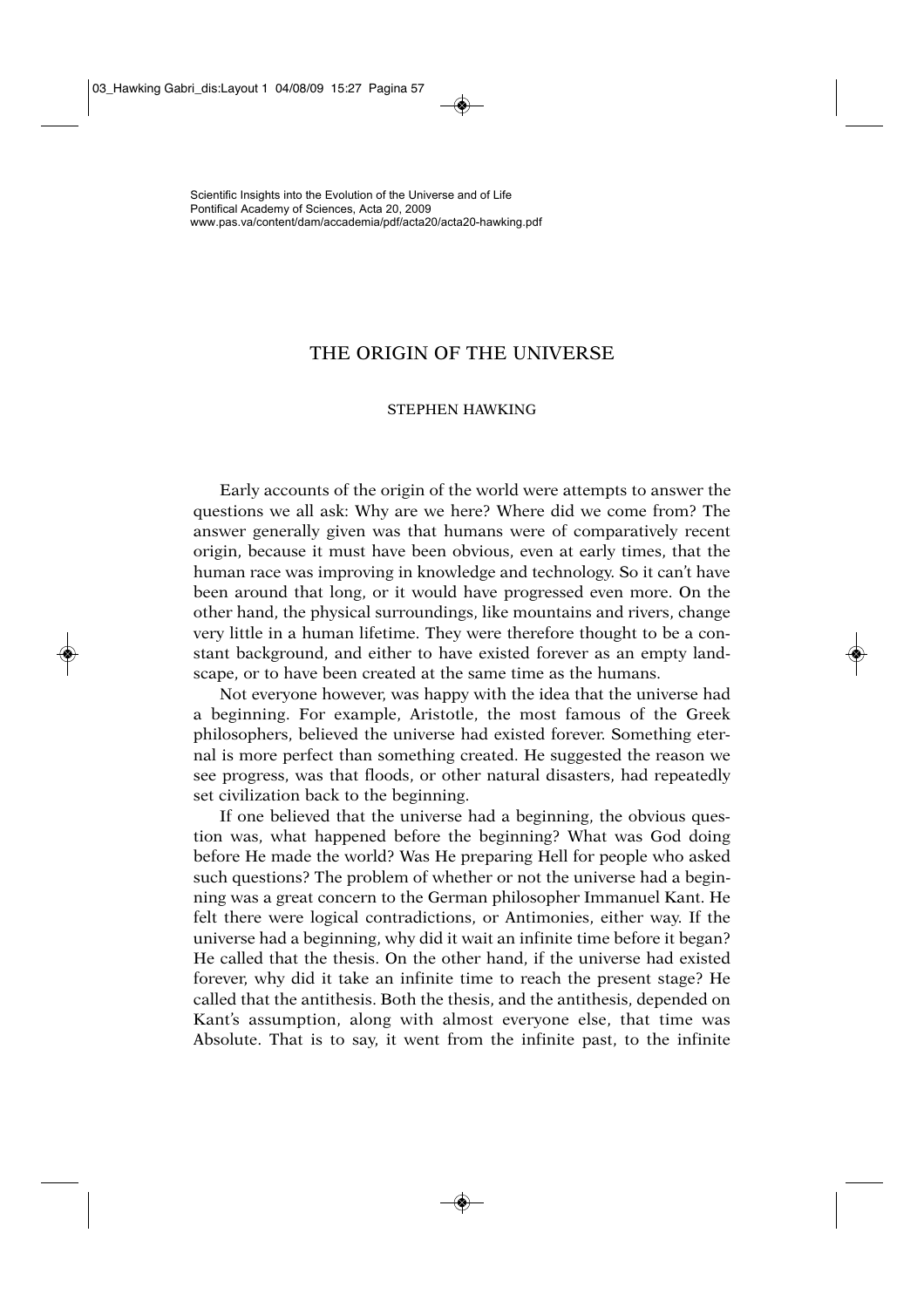Scientific Insights into the Evolution of the Universe and of Life
Pontifical Academy of Sciences, Acta 20, 2009
www.pas.va/content/dam/accademia/pdf/acta20/acta20-hawking.pdf

# THE ORIGIN OF THE UNIVERSE

STEPHEN HAWKING

Early accounts of the origin of the world were attempts to answer the questions we all ask: Why are we here? Where did we come from? The answer generally given was that humans were of comparatively recent origin, because it must have been obvious, even at early times, that the human race was improving in knowledge and technology. So it can't have been around that long, or it would have progressed even more. On the other hand, the physical surroundings, like mountains and rivers, change very little in a human lifetime. They were therefore thought to be a constant background, and either to have existed forever as an empty landscape, or to have been created at the same time as the humans.

Not everyone however, was happy with the idea that the universe had a beginning. For example, Aristotle, the most famous of the Greek philosophers, believed the universe had existed forever. Something eternal is more perfect than something created. He suggested the reason we see progress, was that floods, or other natural disasters, had repeatedly set civilization back to the beginning.

If one believed that the universe had a beginning, the obvious question was, what happened before the beginning? What was God doing before He made the world? Was He preparing Hell for people who asked such questions? The problem of whether or not the universe had a beginning was a great concern to the German philosopher Immanuel Kant. He felt there were logical contradictions, or Antimonies, either way. If the universe had a beginning, why did it wait an infinite time before it began? He called that the thesis. On the other hand, if the universe had existed forever, why did it take an infinite time to reach the present stage? He called that the antithesis. Both the thesis, and the antithesis, depended on Kant's assumption, along with almost everyone else, that time was Absolute. That is to say, it went from the infinite past, to the infinite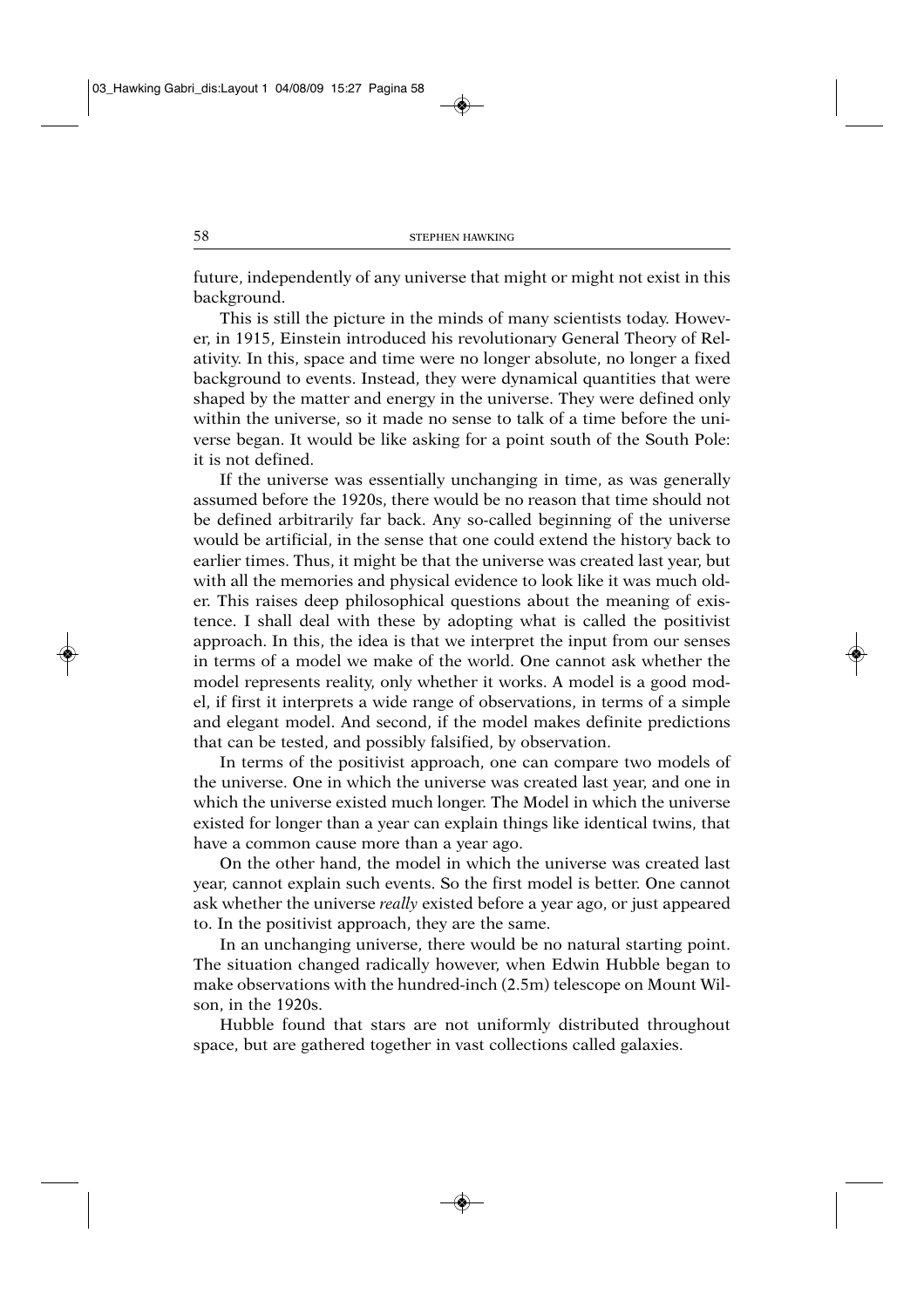future, independently of any universe that might or might not exist in this background.

This is still the picture in the minds of many scientists today. However, in 1915, Einstein introduced his revolutionary General Theory of Relativity. In this, space and time were no longer absolute, no longer a fixed background to events. Instead, they were dynamical quantities that were shaped by the matter and energy in the universe. They were defined only within the universe, so it made no sense to talk of a time before the universe began. It would be like asking for a point south of the South Pole: it is not defined.

If the universe was essentially unchanging in time, as was generally assumed before the 1920s, there would be no reason that time should not be defined arbitrarily far back. Any so-called beginning of the universe would be artificial, in the sense that one could extend the history back to earlier times. Thus, it might be that the universe was created last year, but with all the memories and physical evidence to look like it was much older. This raises deep philosophical questions about the meaning of existence. I shall deal with these by adopting what is called the positivist approach. In this, the idea is that we interpret the input from our senses in terms of a model we make of the world. One cannot ask whether the model represents reality, only whether it works. A model is a good model, if first it interprets a wide range of observations, in terms of a simple and elegant model. And second, if the model makes definite predictions that can be tested, and possibly falsified, by observation.

In terms of the positivist approach, one can compare two models of the universe. One in which the universe was created last year, and one in which the universe existed much longer. The Model in which the universe existed for longer than a year can explain things like identical twins, that have a common cause more than a year ago.

On the other hand, the model in which the universe was created last year, cannot explain such events. So the first model is better. One cannot ask whether the universe *really* existed before a year ago, or just appeared to. In the positivist approach, they are the same.

In an unchanging universe, there would be no natural starting point. The situation changed radically however, when Edwin Hubble began to make observations with the hundred-inch (2.5m) telescope on Mount Wilson, in the 1920s.

Hubble found that stars are not uniformly distributed throughout space, but are gathered together in vast collections called galaxies.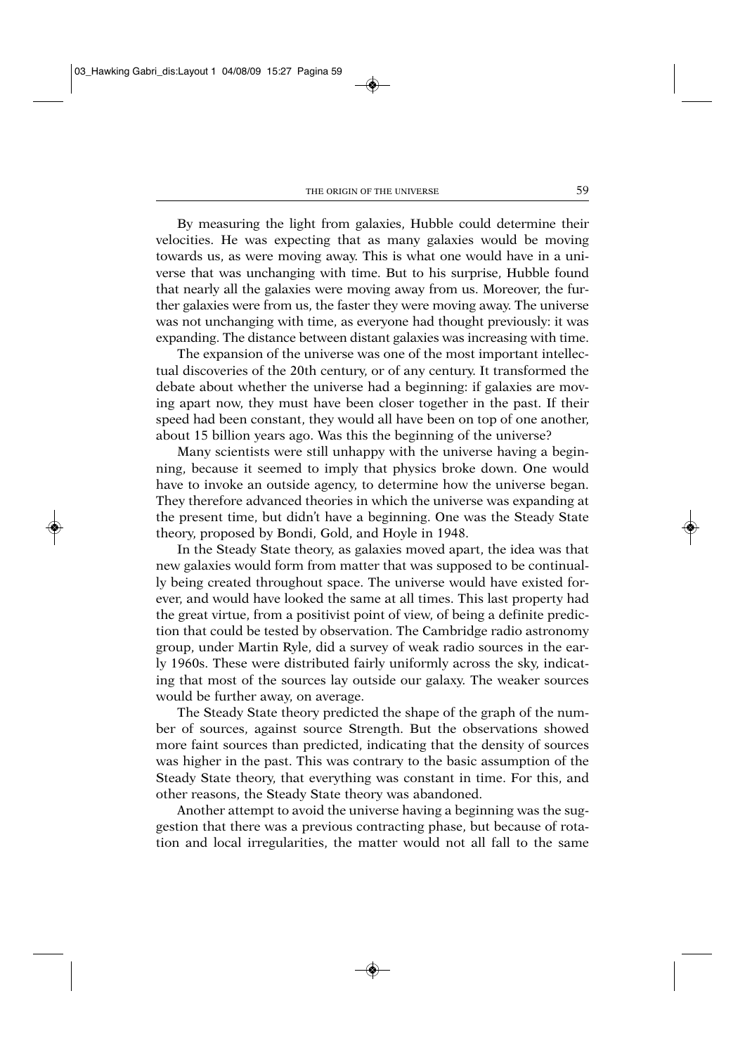By measuring the light from galaxies, Hubble could determine their velocities. He was expecting that as many galaxies would be moving towards us, as were moving away. This is what one would have in a universe that was unchanging with time. But to his surprise, Hubble found that nearly all the galaxies were moving away from us. Moreover, the further galaxies were from us, the faster they were moving away. The universe was not unchanging with time, as everyone had thought previously: it was expanding. The distance between distant galaxies was increasing with time.

The expansion of the universe was one of the most important intellectual discoveries of the 20th century, or of any century. It transformed the debate about whether the universe had a beginning: if galaxies are moving apart now, they must have been closer together in the past. If their speed had been constant, they would all have been on top of one another, about 15 billion years ago. Was this the beginning of the universe?

Many scientists were still unhappy with the universe having a beginning, because it seemed to imply that physics broke down. One would have to invoke an outside agency, to determine how the universe began. They therefore advanced theories in which the universe was expanding at the present time, but didn't have a beginning. One was the Steady State theory, proposed by Bondi, Gold, and Hoyle in 1948.

In the Steady State theory, as galaxies moved apart, the idea was that new galaxies would form from matter that was supposed to be continually being created throughout space. The universe would have existed forever, and would have looked the same at all times. This last property had the great virtue, from a positivist point of view, of being a definite prediction that could be tested by observation. The Cambridge radio astronomy group, under Martin Ryle, did a survey of weak radio sources in the early 1960s. These were distributed fairly uniformly across the sky, indicating that most of the sources lay outside our galaxy. The weaker sources would be further away, on average.

The Steady State theory predicted the shape of the graph of the number of sources, against source Strength. But the observations showed more faint sources than predicted, indicating that the density of sources was higher in the past. This was contrary to the basic assumption of the Steady State theory, that everything was constant in time. For this, and other reasons, the Steady State theory was abandoned.

Another attempt to avoid the universe having a beginning was the suggestion that there was a previous contracting phase, but because of rotation and local irregularities, the matter would not all fall to the same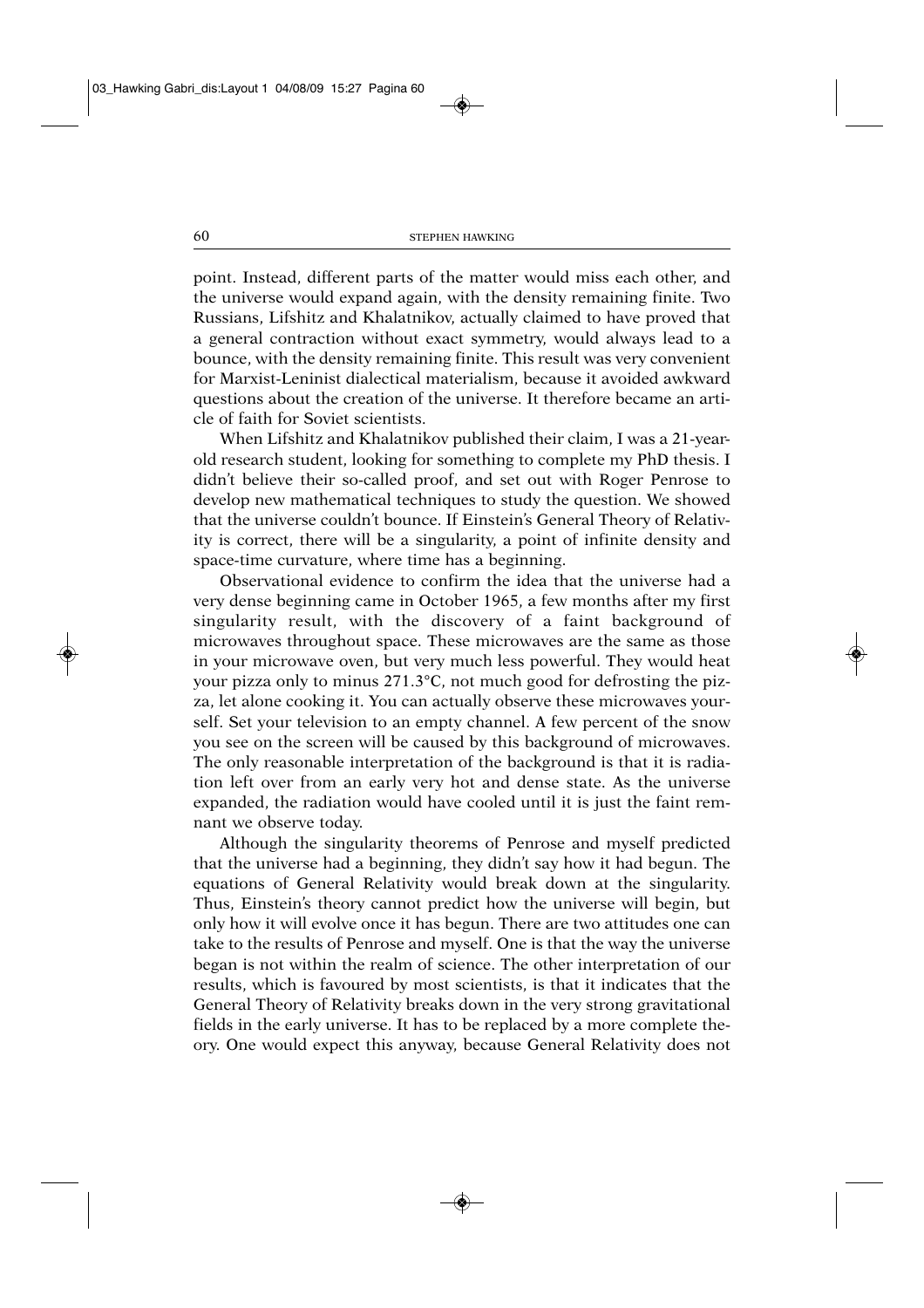point. Instead, different parts of the matter would miss each other, and the universe would expand again, with the density remaining finite. Two Russians, Lifshitz and Khalatnikov, actually claimed to have proved that a general contraction without exact symmetry, would always lead to a bounce, with the density remaining finite. This result was very convenient for Marxist-Leninist dialectical materialism, because it avoided awkward questions about the creation of the universe. It therefore became an article of faith for Soviet scientists.

When Lifshitz and Khalatnikov published their claim, I was a 21-year-old research student, looking for something to complete my PhD thesis. I didn't believe their so-called proof, and set out with Roger Penrose to develop new mathematical techniques to study the question. We showed that the universe couldn't bounce. If Einstein's General Theory of Relativity is correct, there will be a singularity, a point of infinite density and space-time curvature, where time has a beginning.

Observational evidence to confirm the idea that the universe had a very dense beginning came in October 1965, a few months after my first singularity result, with the discovery of a faint background of microwaves throughout space. These microwaves are the same as those in your microwave oven, but very much less powerful. They would heat your pizza only to minus 271.3°C, not much good for defrosting the pizza, let alone cooking it. You can actually observe these microwaves yourself. Set your television to an empty channel. A few percent of the snow you see on the screen will be caused by this background of microwaves. The only reasonable interpretation of the background is that it is radiation left over from an early very hot and dense state. As the universe expanded, the radiation would have cooled until it is just the faint remnant we observe today.

Although the singularity theorems of Penrose and myself predicted that the universe had a beginning, they didn't say how it had begun. The equations of General Relativity would break down at the singularity. Thus, Einstein's theory cannot predict how the universe will begin, but only how it will evolve once it has begun. There are two attitudes one can take to the results of Penrose and myself. One is that the way the universe began is not within the realm of science. The other interpretation of our results, which is favoured by most scientists, is that it indicates that the General Theory of Relativity breaks down in the very strong gravitational fields in the early universe. It has to be replaced by a more complete theory. One would expect this anyway, because General Relativity does not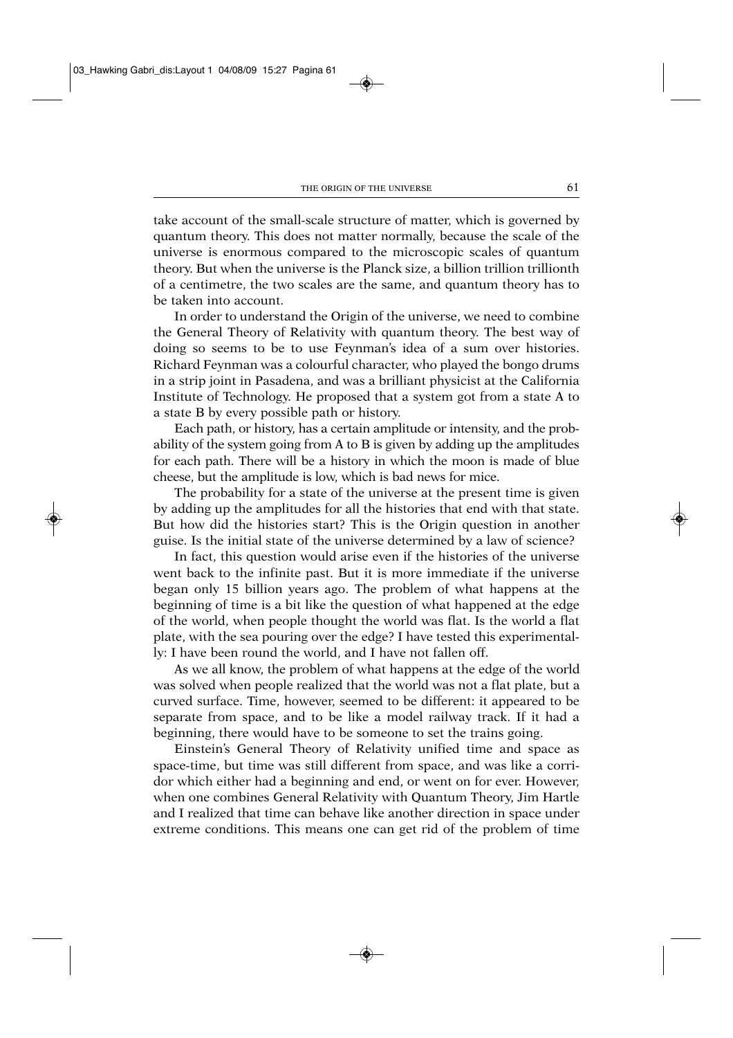take account of the small-scale structure of matter, which is governed by quantum theory. This does not matter normally, because the scale of the universe is enormous compared to the microscopic scales of quantum theory. But when the universe is the Planck size, a billion trillion trillionth of a centimetre, the two scales are the same, and quantum theory has to be taken into account.

In order to understand the Origin of the universe, we need to combine the General Theory of Relativity with quantum theory. The best way of doing so seems to be to use Feynman's idea of a sum over histories. Richard Feynman was a colourful character, who played the bongo drums in a strip joint in Pasadena, and was a brilliant physicist at the California Institute of Technology. He proposed that a system got from a state A to a state B by every possible path or history.

Each path, or history, has a certain amplitude or intensity, and the probability of the system going from A to B is given by adding up the amplitudes for each path. There will be a history in which the moon is made of blue cheese, but the amplitude is low, which is bad news for mice.

The probability for a state of the universe at the present time is given by adding up the amplitudes for all the histories that end with that state. But how did the histories start? This is the Origin question in another guise. Is the initial state of the universe determined by a law of science?

In fact, this question would arise even if the histories of the universe went back to the infinite past. But it is more immediate if the universe began only 15 billion years ago. The problem of what happens at the beginning of time is a bit like the question of what happened at the edge of the world, when people thought the world was flat. Is the world a flat plate, with the sea pouring over the edge? I have tested this experimentally: I have been round the world, and I have not fallen off.

As we all know, the problem of what happens at the edge of the world was solved when people realized that the world was not a flat plate, but a curved surface. Time, however, seemed to be different: it appeared to be separate from space, and to be like a model railway track. If it had a beginning, there would have to be someone to set the trains going.

Einstein's General Theory of Relativity unified time and space as space-time, but time was still different from space, and was like a corridor which either had a beginning and end, or went on for ever. However, when one combines General Relativity with Quantum Theory, Jim Hartle and I realized that time can behave like another direction in space under extreme conditions. This means one can get rid of the problem of time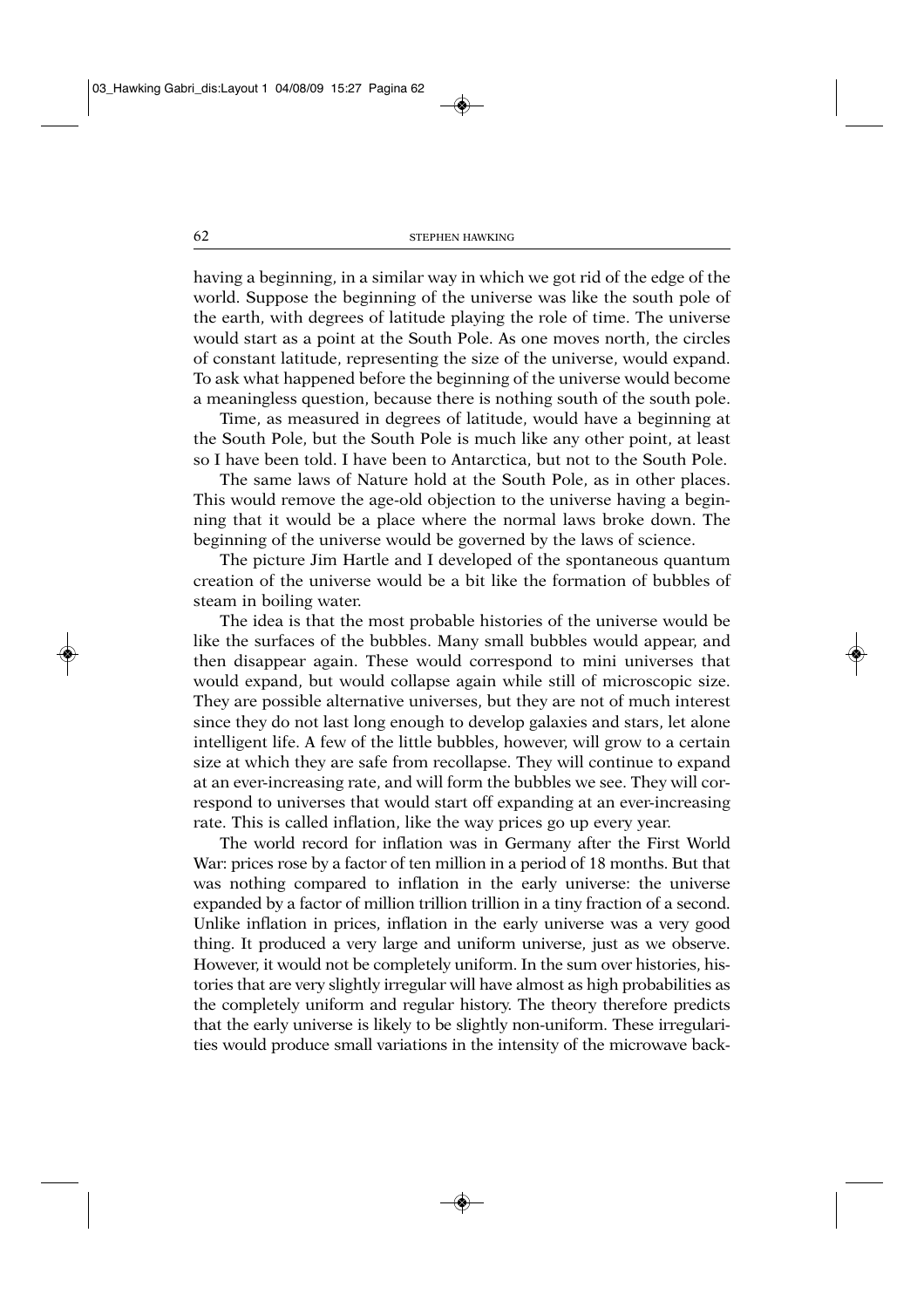having a beginning, in a similar way in which we got rid of the edge of the world. Suppose the beginning of the universe was like the south pole of the earth, with degrees of latitude playing the role of time. The universe would start as a point at the South Pole. As one moves north, the circles of constant latitude, representing the size of the universe, would expand. To ask what happened before the beginning of the universe would become a meaningless question, because there is nothing south of the south pole.

Time, as measured in degrees of latitude, would have a beginning at the South Pole, but the South Pole is much like any other point, at least so I have been told. I have been to Antarctica, but not to the South Pole.

The same laws of Nature hold at the South Pole, as in other places. This would remove the age-old objection to the universe having a beginning that it would be a place where the normal laws broke down. The beginning of the universe would be governed by the laws of science.

The picture Jim Hartle and I developed of the spontaneous quantum creation of the universe would be a bit like the formation of bubbles of steam in boiling water.

The idea is that the most probable histories of the universe would be like the surfaces of the bubbles. Many small bubbles would appear, and then disappear again. These would correspond to mini universes that would expand, but would collapse again while still of microscopic size. They are possible alternative universes, but they are not of much interest since they do not last long enough to develop galaxies and stars, let alone intelligent life. A few of the little bubbles, however, will grow to a certain size at which they are safe from recollapse. They will continue to expand at an ever-increasing rate, and will form the bubbles we see. They will correspond to universes that would start off expanding at an ever-increasing rate. This is called inflation, like the way prices go up every year.

The world record for inflation was in Germany after the First World War: prices rose by a factor of ten million in a period of 18 months. But that was nothing compared to inflation in the early universe: the universe expanded by a factor of million trillion trillion in a tiny fraction of a second. Unlike inflation in prices, inflation in the early universe was a very good thing. It produced a very large and uniform universe, just as we observe. However, it would not be completely uniform. In the sum over histories, histories that are very slightly irregular will have almost as high probabilities as the completely uniform and regular history. The theory therefore predicts that the early universe is likely to be slightly non-uniform. These irregularities would produce small variations in the intensity of the microwave back-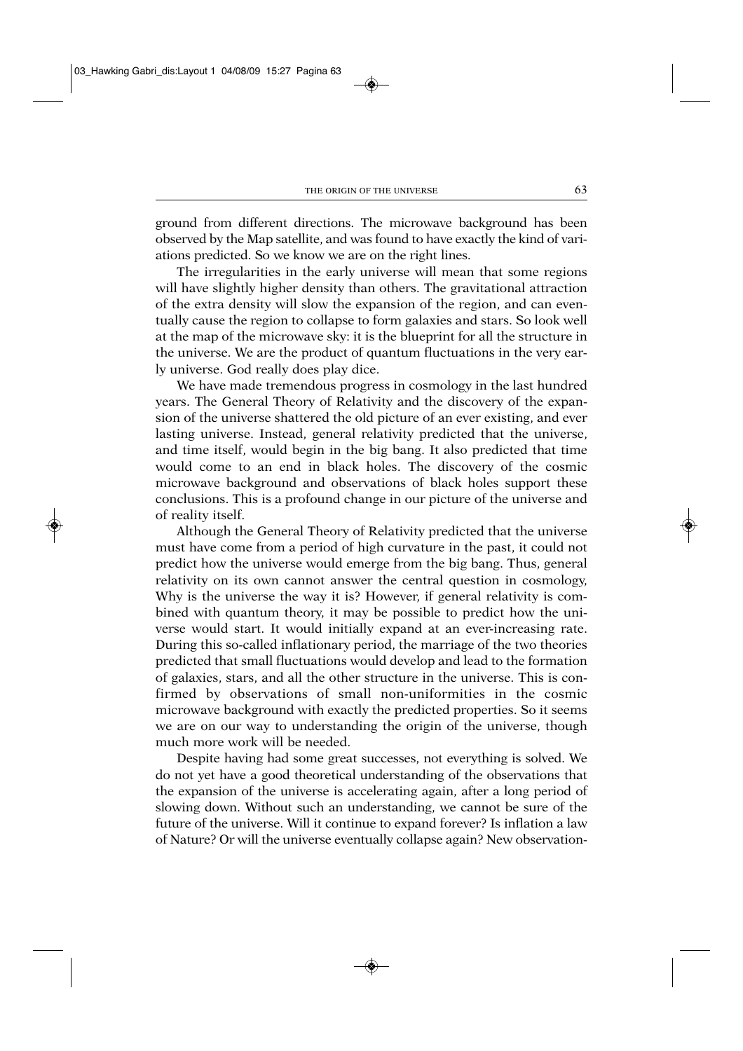ground from different directions. The microwave background has been observed by the Map satellite, and was found to have exactly the kind of variations predicted. So we know we are on the right lines.

The irregularities in the early universe will mean that some regions will have slightly higher density than others. The gravitational attraction of the extra density will slow the expansion of the region, and can eventually cause the region to collapse to form galaxies and stars. So look well at the map of the microwave sky: it is the blueprint for all the structure in the universe. We are the product of quantum fluctuations in the very early universe. God really does play dice.

We have made tremendous progress in cosmology in the last hundred years. The General Theory of Relativity and the discovery of the expansion of the universe shattered the old picture of an ever existing, and ever lasting universe. Instead, general relativity predicted that the universe, and time itself, would begin in the big bang. It also predicted that time would come to an end in black holes. The discovery of the cosmic microwave background and observations of black holes support these conclusions. This is a profound change in our picture of the universe and of reality itself.

Although the General Theory of Relativity predicted that the universe must have come from a period of high curvature in the past, it could not predict how the universe would emerge from the big bang. Thus, general relativity on its own cannot answer the central question in cosmology, Why is the universe the way it is? However, if general relativity is combined with quantum theory, it may be possible to predict how the universe would start. It would initially expand at an ever-increasing rate. During this so-called inflationary period, the marriage of the two theories predicted that small fluctuations would develop and lead to the formation of galaxies, stars, and all the other structure in the universe. This is confirmed by observations of small non-uniformities in the cosmic microwave background with exactly the predicted properties. So it seems we are on our way to understanding the origin of the universe, though much more work will be needed.

Despite having had some great successes, not everything is solved. We do not yet have a good theoretical understanding of the observations that the expansion of the universe is accelerating again, after a long period of slowing down. Without such an understanding, we cannot be sure of the future of the universe. Will it continue to expand forever? Is inflation a law of Nature? Or will the universe eventually collapse again? New observation-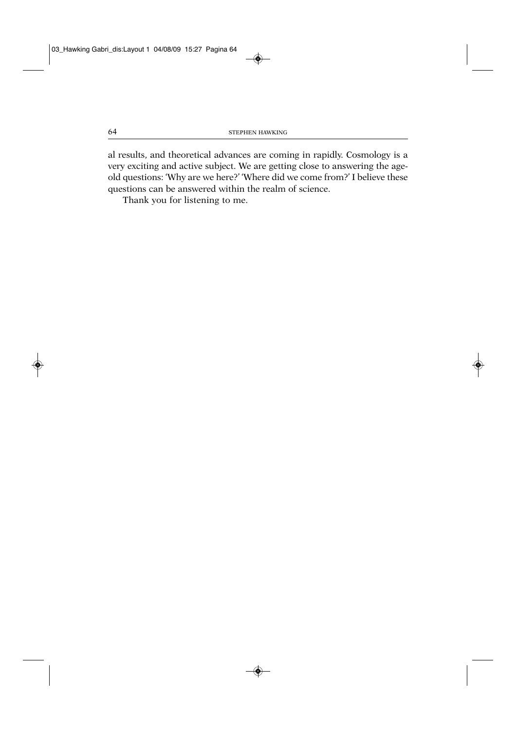al results, and theoretical advances are coming in rapidly. Cosmology is a very exciting and active subject. We are getting close to answering the age-old questions: 'Why are we here?' 'Where did we come from?' I believe these questions can be answered within the realm of science.

Thank you for listening to me.